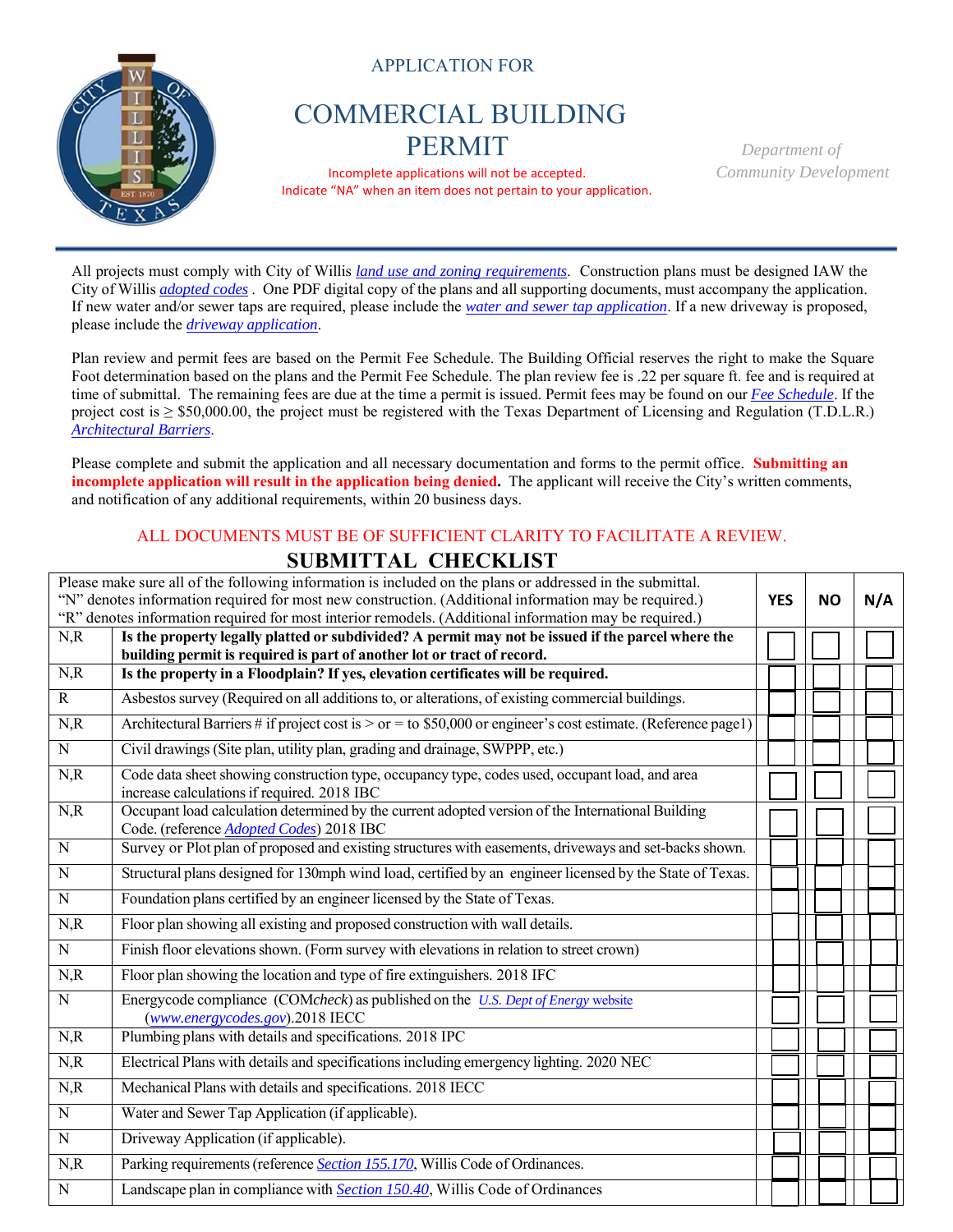APPLICATION FOR

# COMMERCIAL BUILDING PERMIT

Incomplete applications will not be accepted.
Indicate "NA" when an item does not pertain to your application.

*Department of Community Development*

All projects must comply with City of Willis *land use and zoning requirements*. Construction plans must be designed IAW the City of Willis *adopted codes* . One PDF digital copy of the plans and all supporting documents, must accompany the application. If new water and/or sewer taps are required, please include the *water and sewer tap application*. If a new driveway is proposed, please include the *driveway application*.

Plan review and permit fees are based on the Permit Fee Schedule. The Building Official reserves the right to make the Square Foot determination based on the plans and the Permit Fee Schedule. The plan review fee is .22 per square ft. fee and is required at time of submittal. The remaining fees are due at the time a permit is issued. Permit fees may be found on our *Fee Schedule*. If the project cost is ≥ $50,000.00, the project must be registered with the Texas Department of Licensing and Regulation (T.D.L.R.) *Architectural Barriers*.

Please complete and submit the application and all necessary documentation and forms to the permit office. **Submitting an incomplete application will result in the application being denied.** The applicant will receive the City's written comments, and notification of any additional requirements, within 20 business days.

ALL DOCUMENTS MUST BE OF SUFFICIENT CLARITY TO FACILITATE A REVIEW.

## SUBMITTAL CHECKLIST

| Please make sure all of the following information is included on the plans or addressed in the submittal. "N" denotes information required for most new construction. (Additional information may be required.) "R" denotes information required for most interior remodels. (Additional information may be required.) | | YES | NO | N/A |
|---|---|---|---|---|
| N,R | **Is the property legally platted or subdivided? A permit may not be issued if the parcel where the building permit is required is part of another lot or tract of record.** | ☐ | ☐ | ☐ |
| N,R | **Is the property in a Floodplain? If yes, elevation certificates will be required.** | ☐ | ☐ | ☐ |
| R | Asbestos survey (Required on all additions to, or alterations, of existing commercial buildings. | ☐ | ☐ | ☐ |
| N,R | Architectural Barriers # if project cost is > or = to $50,000 or engineer's cost estimate. (Reference page1) | ☐ | ☐ | ☐ |
| N | Civil drawings (Site plan, utility plan, grading and drainage, SWPPP, etc.) | ☐ | ☐ | ☐ |
| N,R | Code data sheet showing construction type, occupancy type, codes used, occupant load, and area increase calculations if required. 2018 IBC | ☐ | ☐ | ☐ |
| N,R | Occupant load calculation determined by the current adopted version of the International Building Code. (reference *Adopted Codes*) 2018 IBC | ☐ | ☐ | ☐ |
| N | Survey or Plot plan of proposed and existing structures with easements, driveways and set-backs shown. | ☐ | ☐ | ☐ |
| N | Structural plans designed for 130mph wind load, certified by an engineer licensed by the State of Texas. | ☐ | ☐ | ☐ |
| N | Foundation plans certified by an engineer licensed by the State of Texas. | ☐ | ☐ | ☐ |
| N,R | Floor plan showing all existing and proposed construction with wall details. | ☐ | ☐ | ☐ |
| N | Finish floor elevations shown. (Form survey with elevations in relation to street crown) | ☐ | ☐ | ☐ |
| N,R | Floor plan showing the location and type of fire extinguishers. 2018 IFC | ☐ | ☐ | ☐ |
| N | Energycode compliance (COM*check*) as published on the *U.S. Dept of Energy website* (*www.energycodes.gov*).2018 IECC | ☐ | ☐ | ☐ |
| N,R | Plumbing plans with details and specifications. 2018 IPC | ☐ | ☐ | ☐ |
| N,R | Electrical Plans with details and specifications including emergency lighting. 2020 NEC | ☐ | ☐ | ☐ |
| N,R | Mechanical Plans with details and specifications. 2018 IECC | ☐ | ☐ | ☐ |
| N | Water and Sewer Tap Application (if applicable). | ☐ | ☐ | ☐ |
| N | Driveway Application (if applicable). | ☐ | ☐ | ☐ |
| N,R | Parking requirements (reference *Section 155.170*, Willis Code of Ordinances. | ☐ | ☐ | ☐ |
| N | Landscape plan in compliance with *Section 150.40*, Willis Code of Ordinances | ☐ | ☐ | ☐ |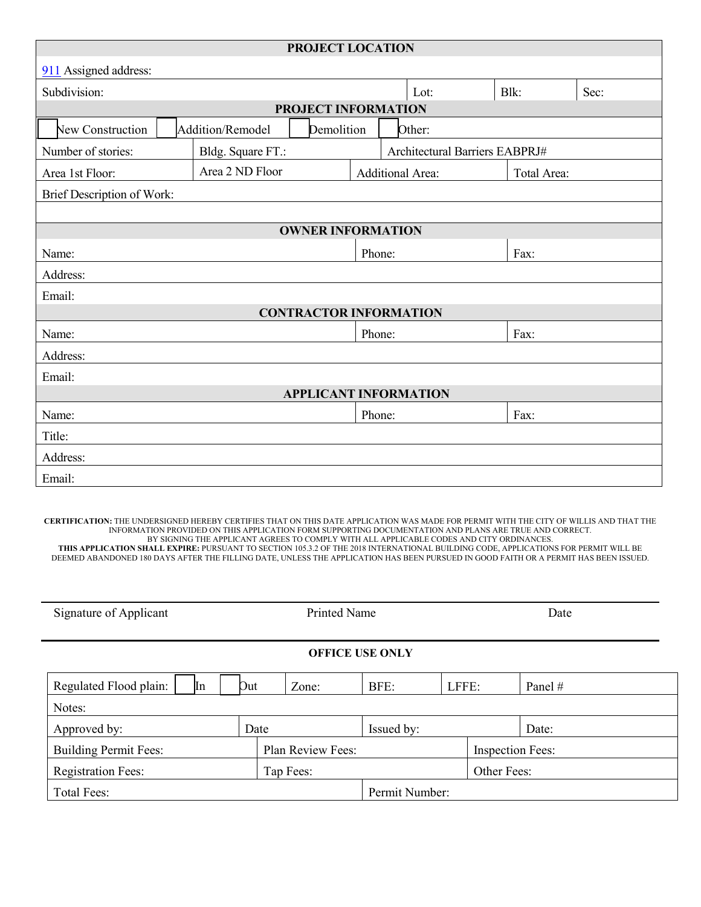| PROJECT LOCATION | | | |
|---|---|---|---|
| 911 Assigned address: | | | |
| Subdivision: | Lot: | Blk: | Sec: |

| PROJECT INFORMATION | | | |
|---|---|---|---|
| ☐ New Construction | ☐ Addition/Remodel | ☐ Demolition | ☐ Other: |
| Number of stories: | Bldg. Square FT.: | Architectural Barriers EABPRJ# | |
| Area 1st Floor: | Area 2 ND Floor | Additional Area: | Total Area: |
| Brief Description of Work: | | | |
| | | | |

| OWNER INFORMATION | | |
|---|---|---|
| Name: | Phone: | Fax: |
| Address: | | |
| Email: | | |

| CONTRACTOR INFORMATION | | |
|---|---|---|
| Name: | Phone: | Fax: |
| Address: | | |
| Email: | | |

| APPLICANT INFORMATION | | |
|---|---|---|
| Name: | Phone: | Fax: |
| Title: | | |
| Address: | | |
| Email: | | |

**CERTIFICATION:** THE UNDERSIGNED HEREBY CERTIFIES THAT ON THIS DATE APPLICATION WAS MADE FOR PERMIT WITH THE CITY OF WILLIS AND THAT THE INFORMATION PROVIDED ON THIS APPLICATION FORM SUPPORTING DOCUMENTATION AND PLANS ARE TRUE AND CORRECT.
BY SIGNING THE APPLICANT AGREES TO COMPLY WITH ALL APPLICABLE CODES AND CITY ORDINANCES.
**THIS APPLICATION SHALL EXPIRE:** PURSUANT TO SECTION 105.3.2 OF THE 2018 INTERNATIONAL BUILDING CODE, APPLICATIONS FOR PERMIT WILL BE DEEMED ABANDONED 180 DAYS AFTER THE FILLING DATE, UNLESS THE APPLICATION HAS BEEN PURSUED IN GOOD FAITH OR A PERMIT HAS BEEN ISSUED.

Signature of Applicant　　　　Printed Name　　　　Date

**OFFICE USE ONLY**

| Regulated Flood plain: ☐ In ☐ Out | Zone: | BFE: | LFFE: | Panel # |
|---|---|---|---|---|
| Notes: | | | | |
| Approved by: | Date | Issued by: | | Date: |
| Building Permit Fees: | Plan Review Fees: | | Inspection Fees: | |
| Registration Fees: | Tap Fees: | | Other Fees: | |
| Total Fees: | | Permit Number: | | |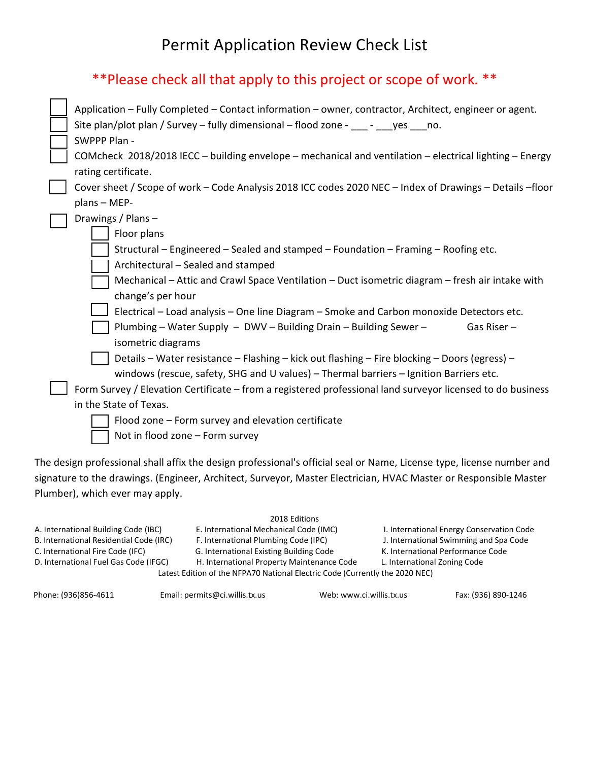# Permit Application Review Check List

**\*\*Please check all that apply to this project or scope of work. \*\***

- [ ] Application – Fully Completed – Contact information – owner, contractor, Architect, engineer or agent.
- [ ] Site plan/plot plan / Survey – fully dimensional – flood zone - ___ - ___yes ___no.
- [ ] SWPPP Plan -
- [ ] COMcheck 2018/2018 IECC – building envelope – mechanical and ventilation – electrical lighting – Energy rating certificate.
- [ ] Cover sheet / Scope of work – Code Analysis 2018 ICC codes 2020 NEC – Index of Drawings – Details –floor plans – MEP-
- [ ] Drawings / Plans –
  - [ ] Floor plans
  - [ ] Structural – Engineered – Sealed and stamped – Foundation – Framing – Roofing etc.
  - [ ] Architectural – Sealed and stamped
  - [ ] Mechanical – Attic and Crawl Space Ventilation – Duct isometric diagram – fresh air intake with change's per hour
  - [ ] Electrical – Load analysis – One line Diagram – Smoke and Carbon monoxide Detectors etc.
  - [ ] Plumbing – Water Supply – DWV – Building Drain – Building Sewer – Gas Riser – isometric diagrams
  - [ ] Details – Water resistance – Flashing – kick out flashing – Fire blocking – Doors (egress) – windows (rescue, safety, SHG and U values) – Thermal barriers – Ignition Barriers etc.
- [ ] Form Survey / Elevation Certificate – from a registered professional land surveyor licensed to do business in the State of Texas.
  - [ ] Flood zone – Form survey and elevation certificate
  - [ ] Not in flood zone – Form survey

The design professional shall affix the design professional's official seal or Name, License type, license number and signature to the drawings. (Engineer, Architect, Surveyor, Master Electrician, HVAC Master or Responsible Master Plumber), which ever may apply.

2018 Editions

A. International Building Code (IBC)
B. International Residential Code (IRC)
C. International Fire Code (IFC)
D. International Fuel Gas Code (IFGC)
E. International Mechanical Code (IMC)
F. International Plumbing Code (IPC)
G. International Existing Building Code
H. International Property Maintenance Code
I. International Energy Conservation Code
J. International Swimming and Spa Code
K. International Performance Code
L. International Zoning Code

Latest Edition of the NFPA70 National Electric Code (Currently the 2020 NEC)

Phone: (936)856-4611 Email: permits@ci.willis.tx.us Web: www.ci.willis.tx.us Fax: (936) 890-1246